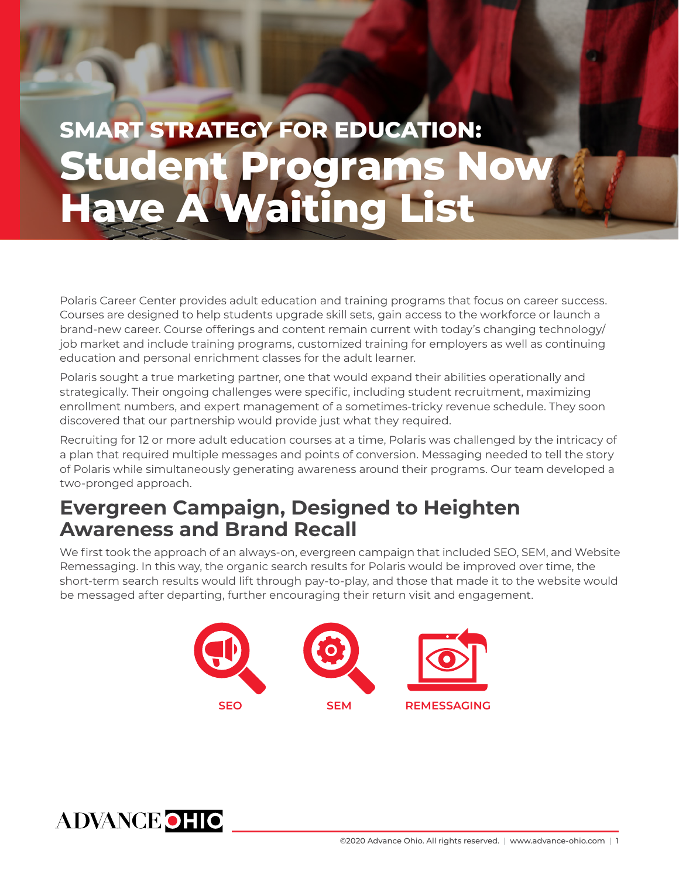# SMART STRATEGY FOR EDUCATION: Student Programs Now Have A Waiting List

Polaris Career Center provides adult education and training programs that focus on career success. Courses are designed to help students upgrade skill sets, gain access to the workforce or launch a brand-new career. Course offerings and content remain current with today's changing technology/job market and include training programs, customized training for employers as well as continuing education and personal enrichment classes for the adult learner.

Polaris sought a true marketing partner, one that would expand their abilities operationally and strategically. Their ongoing challenges were specific, including student recruitment, maximizing enrollment numbers, and expert management of a sometimes-tricky revenue schedule. They soon discovered that our partnership would provide just what they required.

Recruiting for 12 or more adult education courses at a time, Polaris was challenged by the intricacy of a plan that required multiple messages and points of conversion. Messaging needed to tell the story of Polaris while simultaneously generating awareness around their programs. Our team developed a two-pronged approach.

## Evergreen Campaign, Designed to Heighten Awareness and Brand Recall

We first took the approach of an always-on, evergreen campaign that included SEO, SEM, and Website Remessaging. In this way, the organic search results for Polaris would be improved over time, the short-term search results would lift through pay-to-play, and those that made it to the website would be messaged after departing, further encouraging their return visit and engagement.

SEO

SEM

REMESSAGING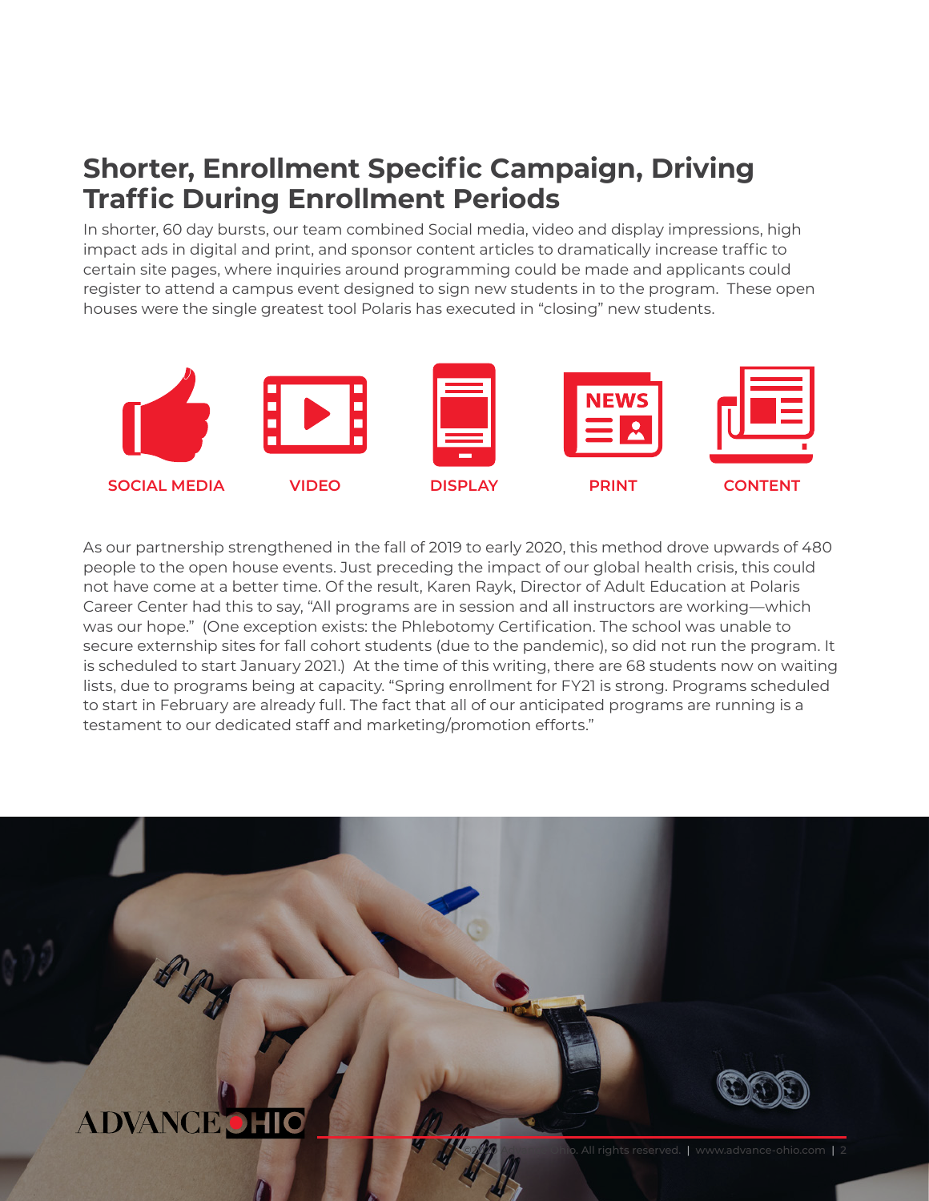## Shorter, Enrollment Specific Campaign, Driving Traffic During Enrollment Periods

In shorter, 60 day bursts, our team combined Social media, video and display impressions, high impact ads in digital and print, and sponsor content articles to dramatically increase traffic to certain site pages, where inquiries around programming could be made and applicants could register to attend a campus event designed to sign new students in to the program. These open houses were the single greatest tool Polaris has executed in "closing" new students.

SOCIAL MEDIA

VIDEO

DISPLAY

PRINT

CONTENT

As our partnership strengthened in the fall of 2019 to early 2020, this method drove upwards of 480 people to the open house events. Just preceding the impact of our global health crisis, this could not have come at a better time. Of the result, Karen Rayk, Director of Adult Education at Polaris Career Center had this to say, "All programs are in session and all instructors are working—which was our hope." (One exception exists: the Phlebotomy Certification. The school was unable to secure externship sites for fall cohort students (due to the pandemic), so did not run the program. It is scheduled to start January 2021.) At the time of this writing, there are 68 students now on waiting lists, due to programs being at capacity. "Spring enrollment for FY21 is strong. Programs scheduled to start in February are already full. The fact that all of our anticipated programs are running is a testament to our dedicated staff and marketing/promotion efforts."